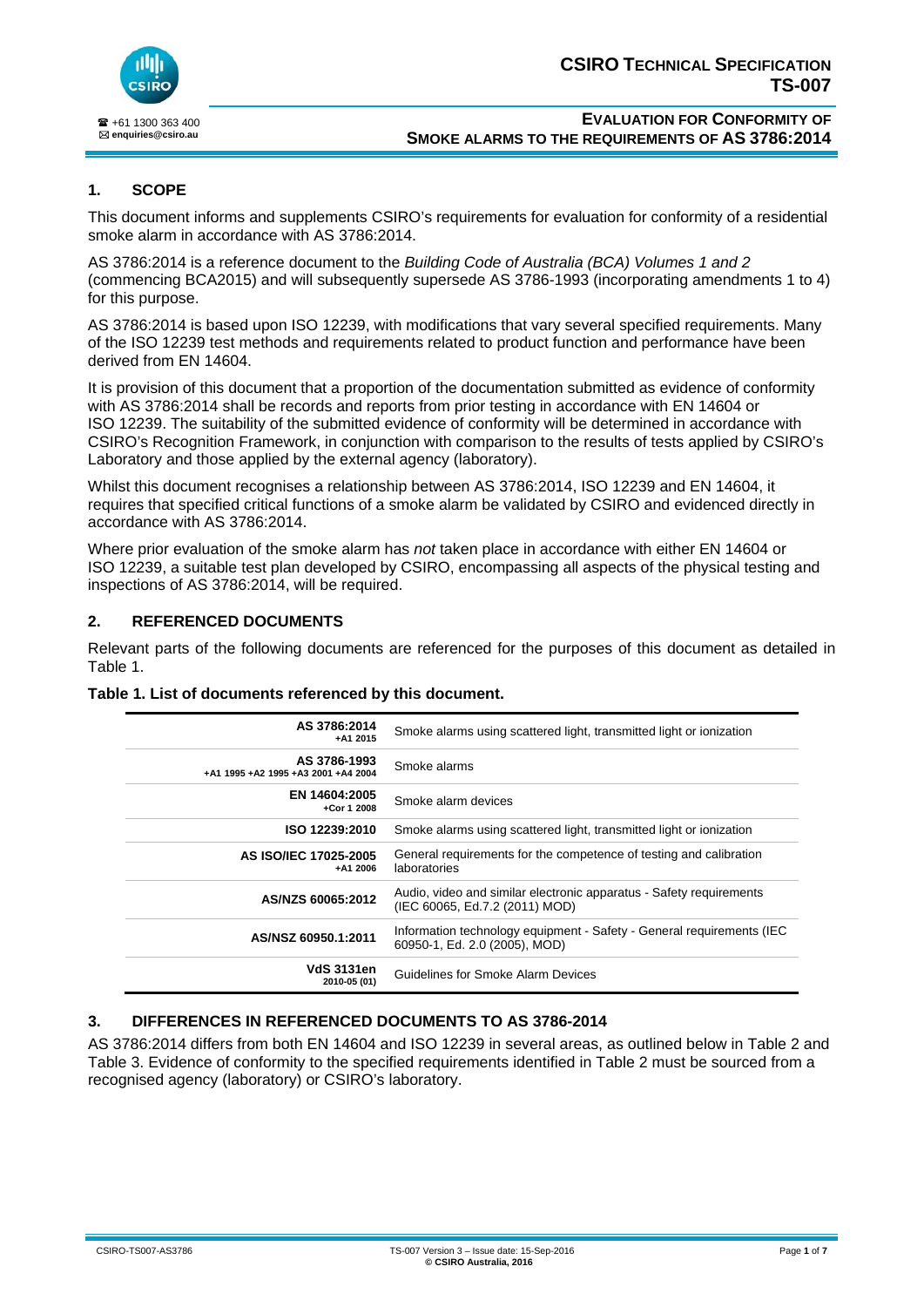# CSIRO Technical Specification TS-007

## Evaluation for Conformity of Smoke Alarms to the Requirements of AS 3786:2014

☎ +61 1300 363 400
✉ enquiries@csiro.au

## 1. SCOPE

This document informs and supplements CSIRO's requirements for evaluation for conformity of a residential smoke alarm in accordance with AS 3786:2014.

AS 3786:2014 is a reference document to the *Building Code of Australia (BCA) Volumes 1 and 2* (commencing BCA2015) and will subsequently supersede AS 3786-1993 (incorporating amendments 1 to 4) for this purpose.

AS 3786:2014 is based upon ISO 12239, with modifications that vary several specified requirements. Many of the ISO 12239 test methods and requirements related to product function and performance have been derived from EN 14604.

It is provision of this document that a proportion of the documentation submitted as evidence of conformity with AS 3786:2014 shall be records and reports from prior testing in accordance with EN 14604 or ISO 12239. The suitability of the submitted evidence of conformity will be determined in accordance with CSIRO's Recognition Framework, in conjunction with comparison to the results of tests applied by CSIRO's Laboratory and those applied by the external agency (laboratory).

Whilst this document recognises a relationship between AS 3786:2014, ISO 12239 and EN 14604, it requires that specified critical functions of a smoke alarm be validated by CSIRO and evidenced directly in accordance with AS 3786:2014.

Where prior evaluation of the smoke alarm has *not* taken place in accordance with either EN 14604 or ISO 12239, a suitable test plan developed by CSIRO, encompassing all aspects of the physical testing and inspections of AS 3786:2014, will be required.

## 2. REFERENCED DOCUMENTS

Relevant parts of the following documents are referenced for the purposes of this document as detailed in Table 1.

**Table 1. List of documents referenced by this document.**

| Document | Title |
|---|---|
| **AS 3786:2014** +A1 2015 | Smoke alarms using scattered light, transmitted light or ionization |
| **AS 3786-1993** +A1 1995 +A2 1995 +A3 2001 +A4 2004 | Smoke alarms |
| **EN 14604:2005** +Cor 1 2008 | Smoke alarm devices |
| **ISO 12239:2010** | Smoke alarms using scattered light, transmitted light or ionization |
| **AS ISO/IEC 17025-2005** +A1 2006 | General requirements for the competence of testing and calibration laboratories |
| **AS/NZS 60065:2012** | Audio, video and similar electronic apparatus - Safety requirements (IEC 60065, Ed.7.2 (2011) MOD) |
| **AS/NSZ 60950.1:2011** | Information technology equipment - Safety - General requirements (IEC 60950-1, Ed. 2.0 (2005), MOD) |
| **VdS 3131en** 2010-05 (01) | Guidelines for Smoke Alarm Devices |

## 3. DIFFERENCES IN REFERENCED DOCUMENTS TO AS 3786-2014

AS 3786:2014 differs from both EN 14604 and ISO 12239 in several areas, as outlined below in Table 2 and Table 3. Evidence of conformity to the specified requirements identified in Table 2 must be sourced from a recognised agency (laboratory) or CSIRO's laboratory.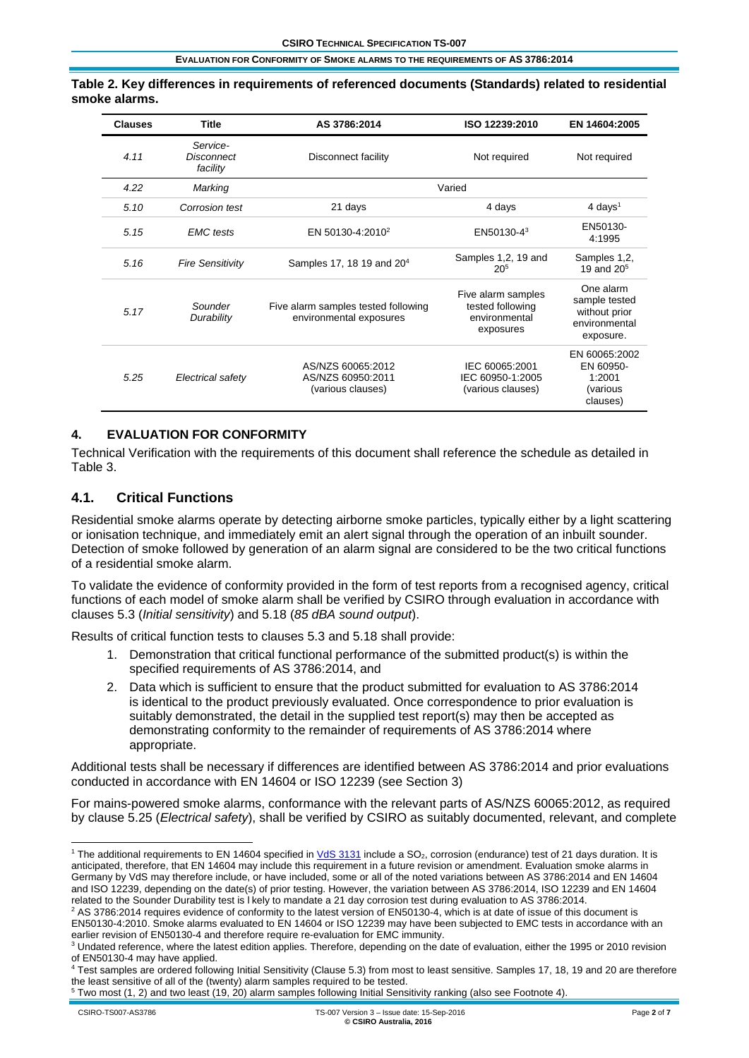**Table 2. Key differences in requirements of referenced documents (Standards) related to residential smoke alarms.**

| Clauses | Title | AS 3786:2014 | ISO 12239:2010 | EN 14604:2005 |
|---|---|---|---|---|
| *4.11* | *Service-Disconnect facility* | Disconnect facility | Not required | Not required |
| *4.22* | *Marking* | Varied | | |
| *5.10* | *Corrosion test* | 21 days | 4 days | 4 days[1] |
| *5.15* | *EMC tests* | EN 50130-4:2010[2] | EN50130-4[3] | EN50130-4:1995 |
| *5.16* | *Fire Sensitivity* | Samples 17, 18 19 and 20[4] | Samples 1,2, 19 and 20[5] | Samples 1,2, 19 and 20[5] |
| *5.17* | *Sounder Durability* | Five alarm samples tested following environmental exposures | Five alarm samples tested following environmental exposures | One alarm sample tested without prior environmental exposure. |
| *5.25* | *Electrical safety* | AS/NZS 60065:2012 AS/NZS 60950:2011 (various clauses) | IEC 60065:2001 IEC 60950-1:2005 (various clauses) | EN 60065:2002 EN 60950-1:2001 (various clauses) |

## 4. EVALUATION FOR CONFORMITY

Technical Verification with the requirements of this document shall reference the schedule as detailed in Table 3.

### 4.1. Critical Functions

Residential smoke alarms operate by detecting airborne smoke particles, typically either by a light scattering or ionisation technique, and immediately emit an alert signal through the operation of an inbuilt sounder. Detection of smoke followed by generation of an alarm signal are considered to be the two critical functions of a residential smoke alarm.

To validate the evidence of conformity provided in the form of test reports from a recognised agency, critical functions of each model of smoke alarm shall be verified by CSIRO through evaluation in accordance with clauses 5.3 (*Initial sensitivity*) and 5.18 (*85 dBA sound output*).

Results of critical function tests to clauses 5.3 and 5.18 shall provide:

1. Demonstration that critical functional performance of the submitted product(s) is within the specified requirements of AS 3786:2014, and
2. Data which is sufficient to ensure that the product submitted for evaluation to AS 3786:2014 is identical to the product previously evaluated. Once correspondence to prior evaluation is suitably demonstrated, the detail in the supplied test report(s) may then be accepted as demonstrating conformity to the remainder of requirements of AS 3786:2014 where appropriate.

Additional tests shall be necessary if differences are identified between AS 3786:2014 and prior evaluations conducted in accordance with EN 14604 or ISO 12239 (see Section 3)

For mains-powered smoke alarms, conformance with the relevant parts of AS/NZS 60065:2012, as required by clause 5.25 (*Electrical safety*), shall be verified by CSIRO as suitably documented, relevant, and complete

---

[1] The additional requirements to EN 14604 specified in VdS 3131 include a $SO_2$, corrosion (endurance) test of 21 days duration. It is anticipated, therefore, that EN 14604 may include this requirement in a future revision or amendment. Evaluation smoke alarms in Germany by VdS may therefore include, or have included, some or all of the noted variations between AS 3786:2014 and EN 14604 and ISO 12239, depending on the date(s) of prior testing. However, the variation between AS 3786:2014, ISO 12239 and EN 14604 related to the Sounder Durability test is l kely to mandate a 21 day corrosion test during evaluation to AS 3786:2014.

[2] AS 3786:2014 requires evidence of conformity to the latest version of EN50130-4, which is at date of issue of this document is EN50130-4:2010. Smoke alarms evaluated to EN 14604 or ISO 12239 may have been subjected to EMC tests in accordance with an earlier revision of EN50130-4 and therefore require re-evaluation for EMC immunity.

[3] Undated reference, where the latest edition applies. Therefore, depending on the date of evaluation, either the 1995 or 2010 revision of EN50130-4 may have applied.

[4] Test samples are ordered following Initial Sensitivity (Clause 5.3) from most to least sensitive. Samples 17, 18, 19 and 20 are therefore the least sensitive of all of the (twenty) alarm samples required to be tested.

[5] Two most (1, 2) and two least (19, 20) alarm samples following Initial Sensitivity ranking (also see Footnote 4).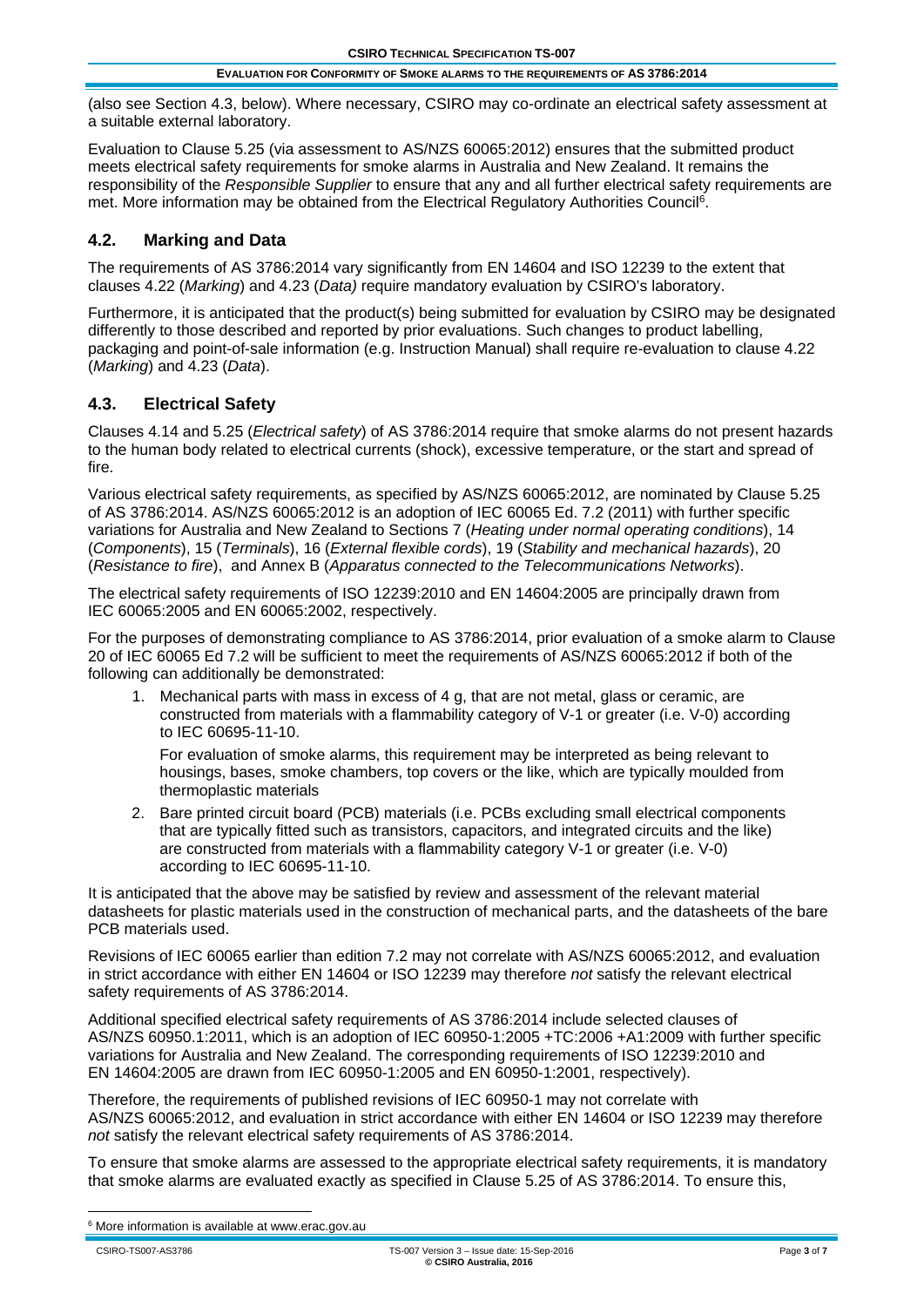(also see Section 4.3, below). Where necessary, CSIRO may co-ordinate an electrical safety assessment at a suitable external laboratory.

Evaluation to Clause 5.25 (via assessment to AS/NZS 60065:2012) ensures that the submitted product meets electrical safety requirements for smoke alarms in Australia and New Zealand. It remains the responsibility of the *Responsible Supplier* to ensure that any and all further electrical safety requirements are met. More information may be obtained from the Electrical Regulatory Authorities Council[6].

## 4.2. Marking and Data

The requirements of AS 3786:2014 vary significantly from EN 14604 and ISO 12239 to the extent that clauses 4.22 (*Marking*) and 4.23 (*Data)* require mandatory evaluation by CSIRO's laboratory.

Furthermore, it is anticipated that the product(s) being submitted for evaluation by CSIRO may be designated differently to those described and reported by prior evaluations. Such changes to product labelling, packaging and point-of-sale information (e.g. Instruction Manual) shall require re-evaluation to clause 4.22 (*Marking*) and 4.23 (*Data*).

## 4.3. Electrical Safety

Clauses 4.14 and 5.25 (*Electrical safety*) of AS 3786:2014 require that smoke alarms do not present hazards to the human body related to electrical currents (shock), excessive temperature, or the start and spread of fire.

Various electrical safety requirements, as specified by AS/NZS 60065:2012, are nominated by Clause 5.25 of AS 3786:2014. AS/NZS 60065:2012 is an adoption of IEC 60065 Ed. 7.2 (2011) with further specific variations for Australia and New Zealand to Sections 7 (*Heating under normal operating conditions*), 14 (*Components*), 15 (*Terminals*), 16 (*External flexible cords*), 19 (*Stability and mechanical hazards*), 20 (*Resistance to fire*), and Annex B (*Apparatus connected to the Telecommunications Networks*).

The electrical safety requirements of ISO 12239:2010 and EN 14604:2005 are principally drawn from IEC 60065:2005 and EN 60065:2002, respectively.

For the purposes of demonstrating compliance to AS 3786:2014, prior evaluation of a smoke alarm to Clause 20 of IEC 60065 Ed 7.2 will be sufficient to meet the requirements of AS/NZS 60065:2012 if both of the following can additionally be demonstrated:

1. Mechanical parts with mass in excess of 4 g, that are not metal, glass or ceramic, are constructed from materials with a flammability category of V-1 or greater (i.e. V-0) according to IEC 60695-11-10.

   For evaluation of smoke alarms, this requirement may be interpreted as being relevant to housings, bases, smoke chambers, top covers or the like, which are typically moulded from thermoplastic materials

2. Bare printed circuit board (PCB) materials (i.e. PCBs excluding small electrical components that are typically fitted such as transistors, capacitors, and integrated circuits and the like) are constructed from materials with a flammability category V-1 or greater (i.e. V-0) according to IEC 60695-11-10.

It is anticipated that the above may be satisfied by review and assessment of the relevant material datasheets for plastic materials used in the construction of mechanical parts, and the datasheets of the bare PCB materials used.

Revisions of IEC 60065 earlier than edition 7.2 may not correlate with AS/NZS 60065:2012, and evaluation in strict accordance with either EN 14604 or ISO 12239 may therefore *not* satisfy the relevant electrical safety requirements of AS 3786:2014.

Additional specified electrical safety requirements of AS 3786:2014 include selected clauses of AS/NZS 60950.1:2011, which is an adoption of IEC 60950-1:2005 +TC:2006 +A1:2009 with further specific variations for Australia and New Zealand. The corresponding requirements of ISO 12239:2010 and EN 14604:2005 are drawn from IEC 60950-1:2005 and EN 60950-1:2001, respectively).

Therefore, the requirements of published revisions of IEC 60950-1 may not correlate with AS/NZS 60065:2012, and evaluation in strict accordance with either EN 14604 or ISO 12239 may therefore *not* satisfy the relevant electrical safety requirements of AS 3786:2014.

To ensure that smoke alarms are assessed to the appropriate electrical safety requirements, it is mandatory that smoke alarms are evaluated exactly as specified in Clause 5.25 of AS 3786:2014. To ensure this,

[6] More information is available at www.erac.gov.au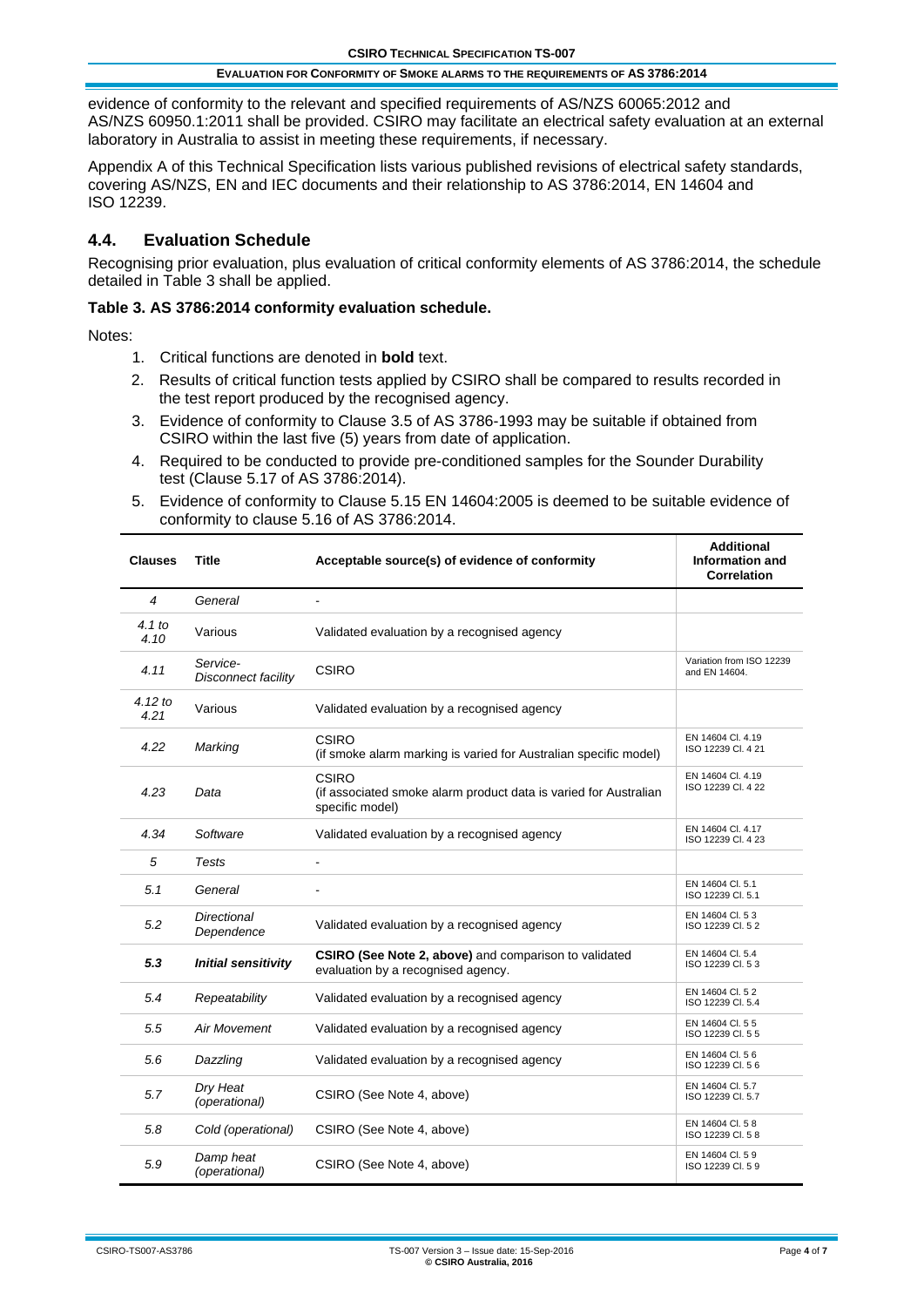evidence of conformity to the relevant and specified requirements of AS/NZS 60065:2012 and AS/NZS 60950.1:2011 shall be provided. CSIRO may facilitate an electrical safety evaluation at an external laboratory in Australia to assist in meeting these requirements, if necessary.

Appendix A of this Technical Specification lists various published revisions of electrical safety standards, covering AS/NZS, EN and IEC documents and their relationship to AS 3786:2014, EN 14604 and ISO 12239.

## 4.4. Evaluation Schedule

Recognising prior evaluation, plus evaluation of critical conformity elements of AS 3786:2014, the schedule detailed in Table 3 shall be applied.

**Table 3. AS 3786:2014 conformity evaluation schedule.**

Notes:

1. Critical functions are denoted in **bold** text.
2. Results of critical function tests applied by CSIRO shall be compared to results recorded in the test report produced by the recognised agency.
3. Evidence of conformity to Clause 3.5 of AS 3786-1993 may be suitable if obtained from CSIRO within the last five (5) years from date of application.
4. Required to be conducted to provide pre-conditioned samples for the Sounder Durability test (Clause 5.17 of AS 3786:2014).
5. Evidence of conformity to Clause 5.15 EN 14604:2005 is deemed to be suitable evidence of conformity to clause 5.16 of AS 3786:2014.

| Clauses | Title | Acceptable source(s) of evidence of conformity | Additional Information and Correlation |
|---|---|---|---|
| *4* | *General* | - | |
| *4.1 to 4.10* | Various | Validated evaluation by a recognised agency | |
| *4.11* | *Service-Disconnect facility* | CSIRO | Variation from ISO 12239 and EN 14604. |
| *4.12 to 4.21* | Various | Validated evaluation by a recognised agency | |
| *4.22* | *Marking* | CSIRO (if smoke alarm marking is varied for Australian specific model) | EN 14604 Cl. 4.19 ISO 12239 Cl. 4 21 |
| *4.23* | *Data* | CSIRO (if associated smoke alarm product data is varied for Australian specific model) | EN 14604 Cl. 4.19 ISO 12239 Cl. 4 22 |
| *4.34* | *Software* | Validated evaluation by a recognised agency | EN 14604 Cl. 4.17 ISO 12239 Cl. 4 23 |
| *5* | *Tests* | - | |
| *5.1* | *General* | - | EN 14604 Cl. 5.1 ISO 12239 Cl. 5.1 |
| *5.2* | *Directional Dependence* | Validated evaluation by a recognised agency | EN 14604 Cl. 5 3 ISO 12239 Cl. 5 2 |
| ***5.3*** | ***Initial sensitivity*** | **CSIRO (See Note 2, above)** and comparison to validated evaluation by a recognised agency. | EN 14604 Cl. 5.4 ISO 12239 Cl. 5 3 |
| *5.4* | *Repeatability* | Validated evaluation by a recognised agency | EN 14604 Cl. 5 2 ISO 12239 Cl. 5.4 |
| *5.5* | *Air Movement* | Validated evaluation by a recognised agency | EN 14604 Cl. 5 5 ISO 12239 Cl. 5 5 |
| *5.6* | *Dazzling* | Validated evaluation by a recognised agency | EN 14604 Cl. 5 6 ISO 12239 Cl. 5 6 |
| *5.7* | *Dry Heat (operational)* | CSIRO (See Note 4, above) | EN 14604 Cl. 5.7 ISO 12239 Cl. 5.7 |
| *5.8* | *Cold (operational)* | CSIRO (See Note 4, above) | EN 14604 Cl. 5 8 ISO 12239 Cl. 5 8 |
| *5.9* | *Damp heat (operational)* | CSIRO (See Note 4, above) | EN 14604 Cl. 5 9 ISO 12239 Cl. 5 9 |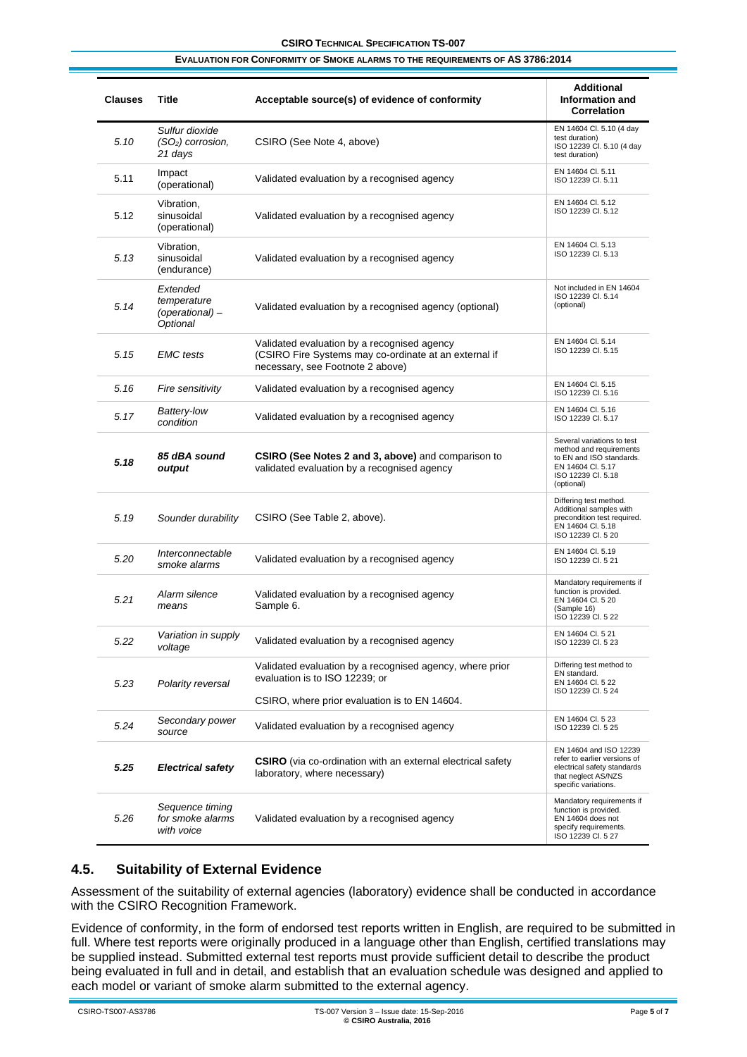| Clauses | Title | Acceptable source(s) of evidence of conformity | Additional Information and Correlation |
|---|---|---|---|
| *5.10* | *Sulfur dioxide ($SO_2$) corrosion, 21 days* | CSIRO (See Note 4, above) | EN 14604 Cl. 5.10 (4 day test duration) ISO 12239 Cl. 5.10 (4 day test duration) |
| 5.11 | Impact (operational) | Validated evaluation by a recognised agency | EN 14604 Cl. 5.11 ISO 12239 Cl. 5.11 |
| 5.12 | Vibration, sinusoidal (operational) | Validated evaluation by a recognised agency | EN 14604 Cl. 5.12 ISO 12239 Cl. 5.12 |
| *5.13* | Vibration, sinusoidal (endurance) | Validated evaluation by a recognised agency | EN 14604 Cl. 5.13 ISO 12239 Cl. 5.13 |
| *5.14* | *Extended temperature (operational) – Optional* | Validated evaluation by a recognised agency (optional) | Not included in EN 14604 ISO 12239 Cl. 5.14 (optional) |
| *5.15* | *EMC tests* | Validated evaluation by a recognised agency (CSIRO Fire Systems may co-ordinate at an external if necessary, see Footnote 2 above) | EN 14604 Cl. 5.14 ISO 12239 Cl. 5.15 |
| *5.16* | *Fire sensitivity* | Validated evaluation by a recognised agency | EN 14604 Cl. 5.15 ISO 12239 Cl. 5.16 |
| *5.17* | *Battery-low condition* | Validated evaluation by a recognised agency | EN 14604 Cl. 5.16 ISO 12239 Cl. 5.17 |
| ***5.18*** | ***85 dBA sound output*** | **CSIRO (See Notes 2 and 3, above)** and comparison to validated evaluation by a recognised agency | Several variations to test method and requirements to EN and ISO standards. EN 14604 Cl. 5.17 ISO 12239 Cl. 5.18 (optional) |
| *5.19* | *Sounder durability* | CSIRO (See Table 2, above). | Differing test method. Additional samples with precondition test required. EN 14604 Cl. 5.18 ISO 12239 Cl. 5 20 |
| *5.20* | *Interconnectable smoke alarms* | Validated evaluation by a recognised agency | EN 14604 Cl. 5.19 ISO 12239 Cl. 5 21 |
| *5.21* | *Alarm silence means* | Validated evaluation by a recognised agency Sample 6. | Mandatory requirements if function is provided. EN 14604 Cl. 5 20 (Sample 16) ISO 12239 Cl. 5 22 |
| *5.22* | *Variation in supply voltage* | Validated evaluation by a recognised agency | EN 14604 Cl. 5 21 ISO 12239 Cl. 5 23 |
| *5.23* | *Polarity reversal* | Validated evaluation by a recognised agency, where prior evaluation is to ISO 12239; or<br>CSIRO, where prior evaluation is to EN 14604. | Differing test method to EN standard. EN 14604 Cl. 5 22 ISO 12239 Cl. 5 24 |
| *5.24* | *Secondary power source* | Validated evaluation by a recognised agency | EN 14604 Cl. 5 23 ISO 12239 Cl. 5 25 |
| ***5.25*** | ***Electrical safety*** | **CSIRO** (via co-ordination with an external electrical safety laboratory, where necessary) | EN 14604 and ISO 12239 refer to earlier versions of electrical safety standards that neglect AS/NZS specific variations. |
| *5.26* | *Sequence timing for smoke alarms with voice* | Validated evaluation by a recognised agency | Mandatory requirements if function is provided. EN 14604 does not specify requirements. ISO 12239 Cl. 5 27 |

## 4.5. Suitability of External Evidence

Assessment of the suitability of external agencies (laboratory) evidence shall be conducted in accordance with the CSIRO Recognition Framework.

Evidence of conformity, in the form of endorsed test reports written in English, are required to be submitted in full. Where test reports were originally produced in a language other than English, certified translations may be supplied instead. Submitted external test reports must provide sufficient detail to describe the product being evaluated in full and in detail, and establish that an evaluation schedule was designed and applied to each model or variant of smoke alarm submitted to the external agency.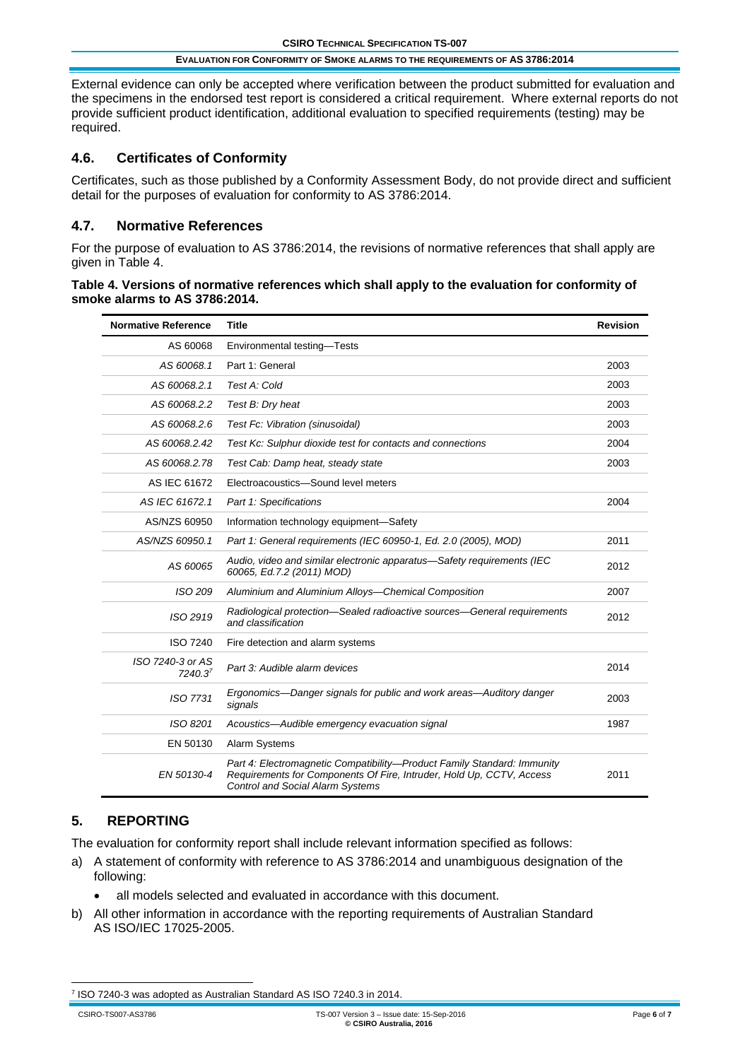External evidence can only be accepted where verification between the product submitted for evaluation and the specimens in the endorsed test report is considered a critical requirement. Where external reports do not provide sufficient product identification, additional evaluation to specified requirements (testing) may be required.

## 4.6. Certificates of Conformity

Certificates, such as those published by a Conformity Assessment Body, do not provide direct and sufficient detail for the purposes of evaluation for conformity to AS 3786:2014.

## 4.7. Normative References

For the purpose of evaluation to AS 3786:2014, the revisions of normative references that shall apply are given in Table 4.

**Table 4. Versions of normative references which shall apply to the evaluation for conformity of smoke alarms to AS 3786:2014.**

| Normative Reference | Title | Revision |
|---|---|---|
| AS 60068 | Environmental testing—Tests | |
| *AS 60068.1* | Part 1: General | 2003 |
| *AS 60068.2.1* | *Test A: Cold* | 2003 |
| *AS 60068.2.2* | *Test B: Dry heat* | 2003 |
| *AS 60068.2.6* | *Test Fc: Vibration (sinusoidal)* | 2003 |
| *AS 60068.2.42* | *Test Kc: Sulphur dioxide test for contacts and connections* | 2004 |
| *AS 60068.2.78* | *Test Cab: Damp heat, steady state* | 2003 |
| AS IEC 61672 | Electroacoustics—Sound level meters | |
| *AS IEC 61672.1* | *Part 1: Specifications* | 2004 |
| AS/NZS 60950 | Information technology equipment—Safety | |
| *AS/NZS 60950.1* | *Part 1: General requirements (IEC 60950-1, Ed. 2.0 (2005), MOD)* | 2011 |
| *AS 60065* | *Audio, video and similar electronic apparatus—Safety requirements (IEC 60065, Ed.7.2 (2011) MOD)* | 2012 |
| *ISO 209* | *Aluminium and Aluminium Alloys—Chemical Composition* | 2007 |
| *ISO 2919* | *Radiological protection—Sealed radioactive sources—General requirements and classification* | 2012 |
| ISO 7240 | Fire detection and alarm systems | |
| *ISO 7240-3 or AS 7240.3*[7] | *Part 3: Audible alarm devices* | 2014 |
| *ISO 7731* | *Ergonomics—Danger signals for public and work areas—Auditory danger signals* | 2003 |
| *ISO 8201* | *Acoustics—Audible emergency evacuation signal* | 1987 |
| EN 50130 | Alarm Systems | |
| *EN 50130-4* | *Part 4: Electromagnetic Compatibility—Product Family Standard: Immunity Requirements for Components Of Fire, Intruder, Hold Up, CCTV, Access Control and Social Alarm Systems* | 2011 |

# 5. REPORTING

The evaluation for conformity report shall include relevant information specified as follows:

a) A statement of conformity with reference to AS 3786:2014 and unambiguous designation of the following:
   - all models selected and evaluated in accordance with this document.

b) All other information in accordance with the reporting requirements of Australian Standard AS ISO/IEC 17025-2005.

[7] ISO 7240-3 was adopted as Australian Standard AS ISO 7240.3 in 2014.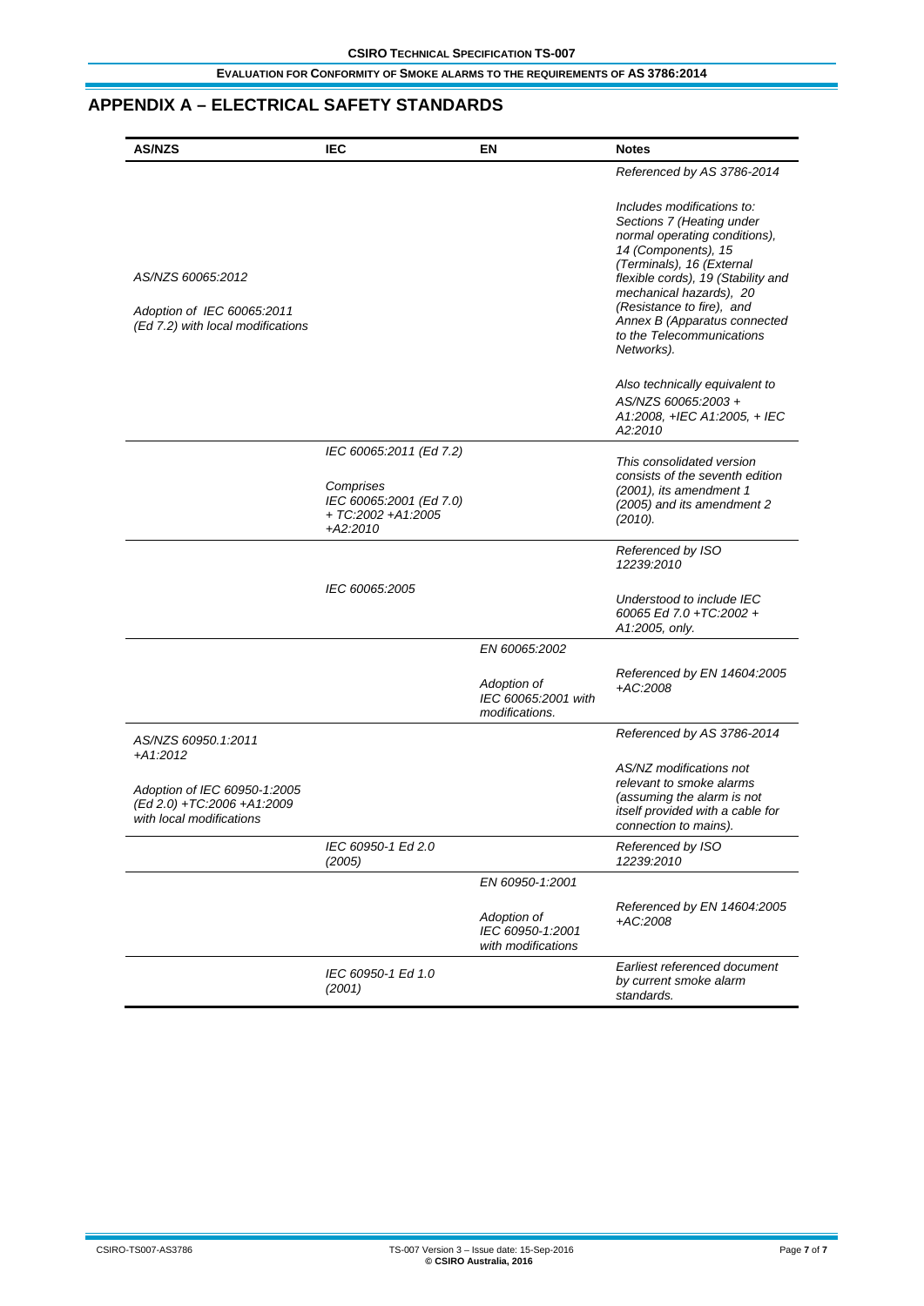## APPENDIX A – ELECTRICAL SAFETY STANDARDS

| AS/NZS | IEC | EN | Notes |
|---|---|---|---|
| *AS/NZS 60065:2012*<br><br>*Adoption of IEC 60065:2011 (Ed 7.2) with local modifications* | | | *Referenced by AS 3786-2014*<br><br>*Includes modifications to: Sections 7 (Heating under normal operating conditions), 14 (Components), 15 (Terminals), 16 (External flexible cords), 19 (Stability and mechanical hazards), 20 (Resistance to fire), and Annex B (Apparatus connected to the Telecommunications Networks).*<br><br>*Also technically equivalent to AS/NZS 60065:2003 + A1:2008, +IEC A1:2005, + IEC A2:2010* |
| | *IEC 60065:2011 (Ed 7.2)*<br><br>*Comprises IEC 60065:2001 (Ed 7.0) + TC:2002 +A1:2005 +A2:2010* | | *This consolidated version consists of the seventh edition (2001), its amendment 1 (2005) and its amendment 2 (2010).* |
| | *IEC 60065:2005* | | *Referenced by ISO 12239:2010*<br><br>*Understood to include IEC 60065 Ed 7.0 +TC:2002 + A1:2005, only.* |
| | | *EN 60065:2002*<br><br>*Adoption of IEC 60065:2001 with modifications.* | *Referenced by EN 14604:2005 +AC:2008* |
| *AS/NZS 60950.1:2011 +A1:2012*<br><br>*Adoption of IEC 60950-1:2005 (Ed 2.0) +TC:2006 +A1:2009 with local modifications* | | | *Referenced by AS 3786-2014*<br><br>*AS/NZ modifications not relevant to smoke alarms (assuming the alarm is not itself provided with a cable for connection to mains).* |
| | *IEC 60950-1 Ed 2.0 (2005)* | | *Referenced by ISO 12239:2010* |
| | | *EN 60950-1:2001*<br><br>*Adoption of IEC 60950-1:2001 with modifications* | *Referenced by EN 14604:2005 +AC:2008* |
| | *IEC 60950-1 Ed 1.0 (2001)* | | *Earliest referenced document by current smoke alarm standards.* |